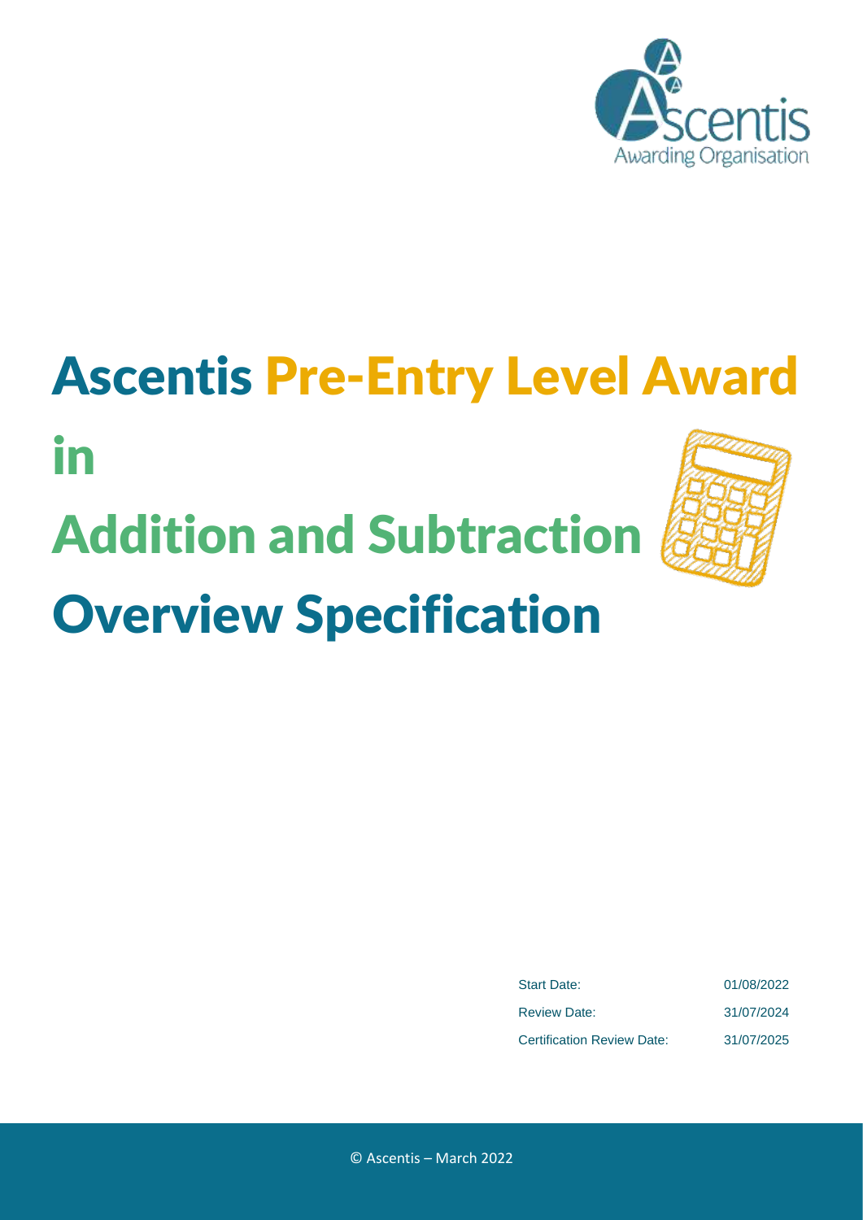# Ascentis Pre-Entry Level Award in Addition and Subtraction Overview Specification

| | |
|---|---|
| Start Date: | 01/08/2022 |
| Review Date: | 31/07/2024 |
| Certification Review Date: | 31/07/2025 |

© Ascentis – March 2022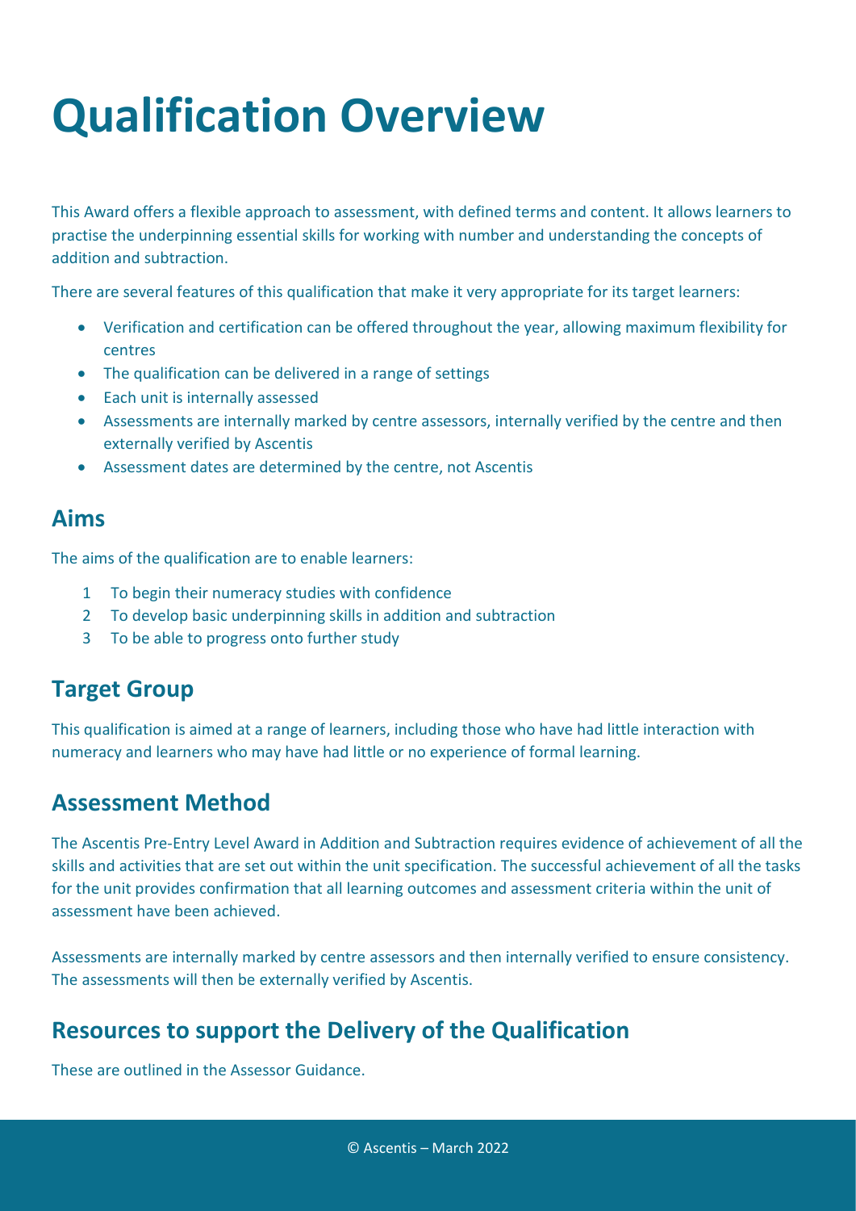# Qualification Overview

This Award offers a flexible approach to assessment, with defined terms and content. It allows learners to practise the underpinning essential skills for working with number and understanding the concepts of addition and subtraction.

There are several features of this qualification that make it very appropriate for its target learners:

- Verification and certification can be offered throughout the year, allowing maximum flexibility for centres
- The qualification can be delivered in a range of settings
- Each unit is internally assessed
- Assessments are internally marked by centre assessors, internally verified by the centre and then externally verified by Ascentis
- Assessment dates are determined by the centre, not Ascentis

## Aims

The aims of the qualification are to enable learners:

1. To begin their numeracy studies with confidence
2. To develop basic underpinning skills in addition and subtraction
3. To be able to progress onto further study

## Target Group

This qualification is aimed at a range of learners, including those who have had little interaction with numeracy and learners who may have had little or no experience of formal learning.

## Assessment Method

The Ascentis Pre-Entry Level Award in Addition and Subtraction requires evidence of achievement of all the skills and activities that are set out within the unit specification. The successful achievement of all the tasks for the unit provides confirmation that all learning outcomes and assessment criteria within the unit of assessment have been achieved.

Assessments are internally marked by centre assessors and then internally verified to ensure consistency. The assessments will then be externally verified by Ascentis.

## Resources to support the Delivery of the Qualification

These are outlined in the Assessor Guidance.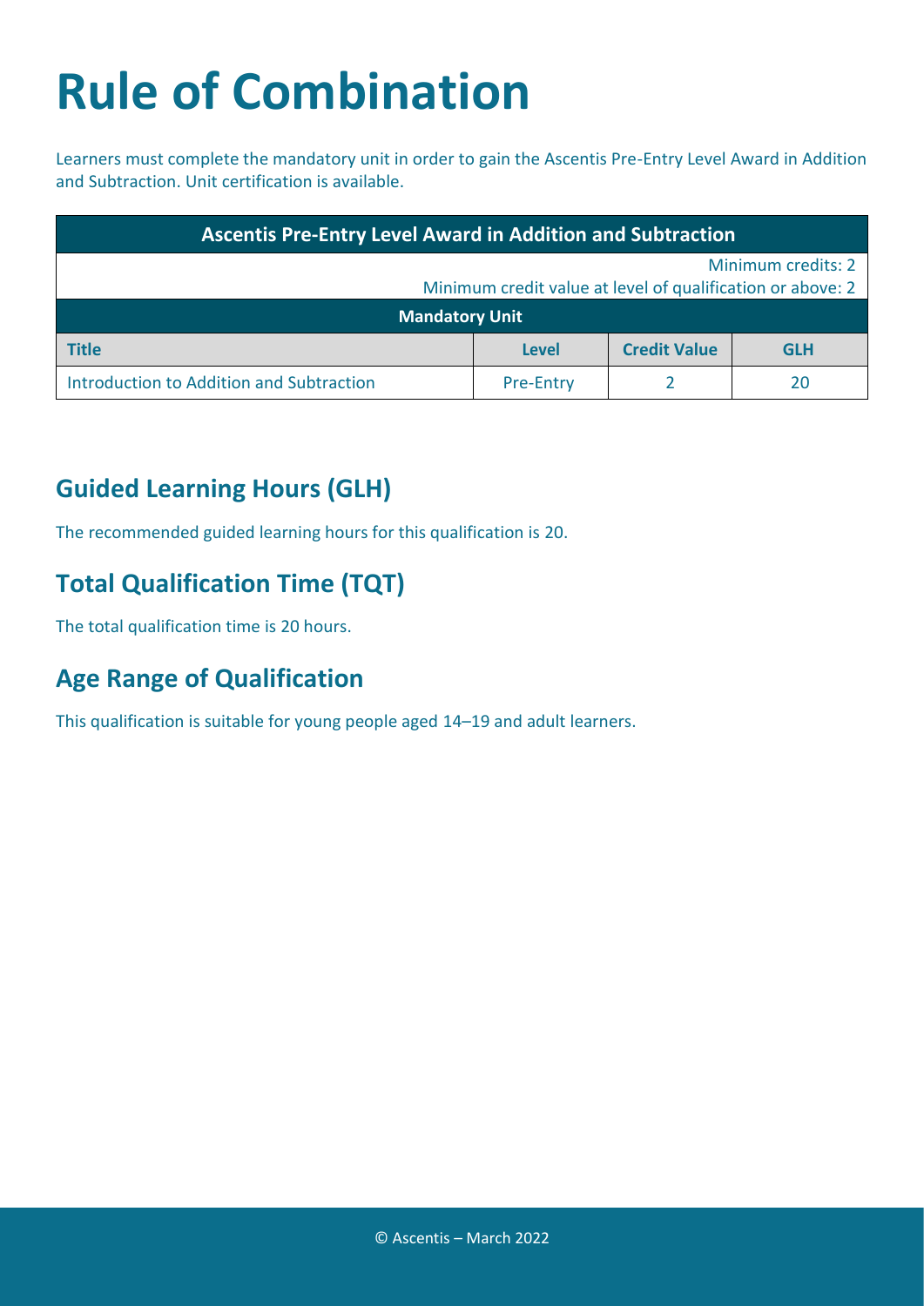# Rule of Combination

Learners must complete the mandatory unit in order to gain the Ascentis Pre-Entry Level Award in Addition and Subtraction. Unit certification is available.

| Ascentis Pre-Entry Level Award in Addition and Subtraction | | | |
|---|---|---|---|
| Minimum credits: 2<br>Minimum credit value at level of qualification or above: 2 | | | |
| **Mandatory Unit** | | | |
| **Title** | **Level** | **Credit Value** | **GLH** |
| Introduction to Addition and Subtraction | Pre-Entry | 2 | 20 |

## Guided Learning Hours (GLH)

The recommended guided learning hours for this qualification is 20.

## Total Qualification Time (TQT)

The total qualification time is 20 hours.

## Age Range of Qualification

This qualification is suitable for young people aged 14–19 and adult learners.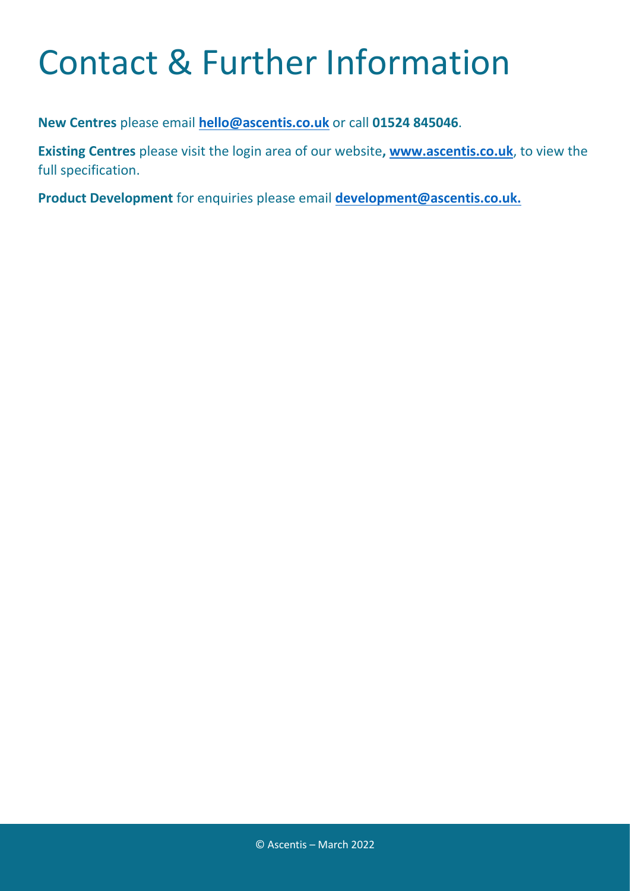# Contact & Further Information

**New Centres** please email **hello@ascentis.co.uk** or call **01524 845046**.

**Existing Centres** please visit the login area of our website**, www.ascentis.co.uk**, to view the full specification.

**Product Development** for enquiries please email **development@ascentis.co.uk.**

© Ascentis – March 2022